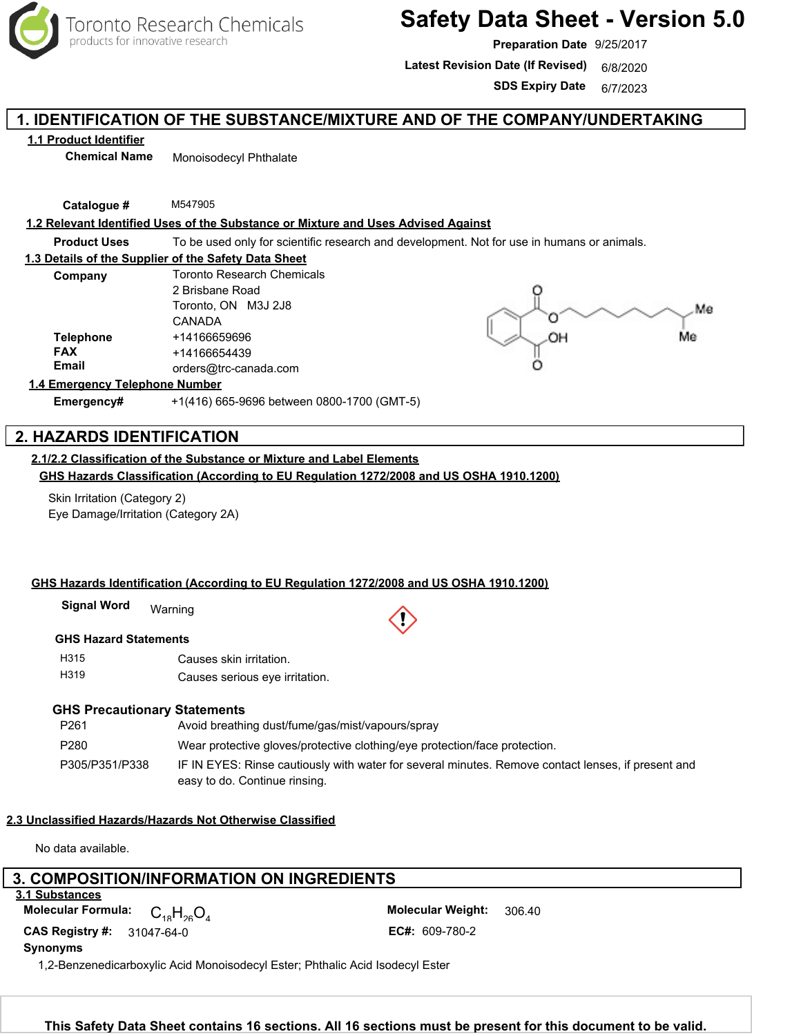# Safety Data Sheet - Version 5.0

**Preparation Date** 9/25/2017

**Latest Revision Date (If Revised)** 6/8/2020

**SDS Expiry Date** 6/7/2023

## 1. IDENTIFICATION OF THE SUBSTANCE/MIXTURE AND OF THE COMPANY/UNDERTAKING

### 1.1 Product Identifier

**Chemical Name** Monoisodecyl Phthalate

**Catalogue #** M547905

### 1.2 Relevant Identified Uses of the Substance or Mixture and Uses Advised Against

**Product Uses** To be used only for scientific research and development. Not for use in humans or animals.

### 1.3 Details of the Supplier of the Safety Data Sheet

**Company** Toronto Research Chemicals
2 Brisbane Road
Toronto, ON M3J 2J8
CANADA

**Telephone** +14166659696

**FAX** +14166654439

**Email** orders@trc-canada.com

### 1.4 Emergency Telephone Number

**Emergency#** +1(416) 665-9696 between 0800-1700 (GMT-5)

## 2. HAZARDS IDENTIFICATION

### 2.1/2.2 Classification of the Substance or Mixture and Label Elements

**GHS Hazards Classification (According to EU Regulation 1272/2008 and US OSHA 1910.1200)**

Skin Irritation (Category 2)
Eye Damage/Irritation (Category 2A)

**GHS Hazards Identification (According to EU Regulation 1272/2008 and US OSHA 1910.1200)**

**Signal Word** Warning

**GHS Hazard Statements**

| | |
|---|---|
| H315 | Causes skin irritation. |
| H319 | Causes serious eye irritation. |

**GHS Precautionary Statements**

| | |
|---|---|
| P261 | Avoid breathing dust/fume/gas/mist/vapours/spray |
| P280 | Wear protective gloves/protective clothing/eye protection/face protection. |
| P305/P351/P338 | IF IN EYES: Rinse cautiously with water for several minutes. Remove contact lenses, if present and easy to do. Continue rinsing. |

### 2.3 Unclassified Hazards/Hazards Not Otherwise Classified

No data available.

## 3. COMPOSITION/INFORMATION ON INGREDIENTS

### 3.1 Substances

**Molecular Formula:** $C_{18}H_{26}O_4$

**Molecular Weight:** 306.40

**CAS Registry #:** 31047-64-0

**EC#:** 609-780-2

**Synonyms**

1,2-Benzenedicarboxylic Acid Monoisodecyl Ester; Phthalic Acid Isodecyl Ester

**This Safety Data Sheet contains 16 sections. All 16 sections must be present for this document to be valid.**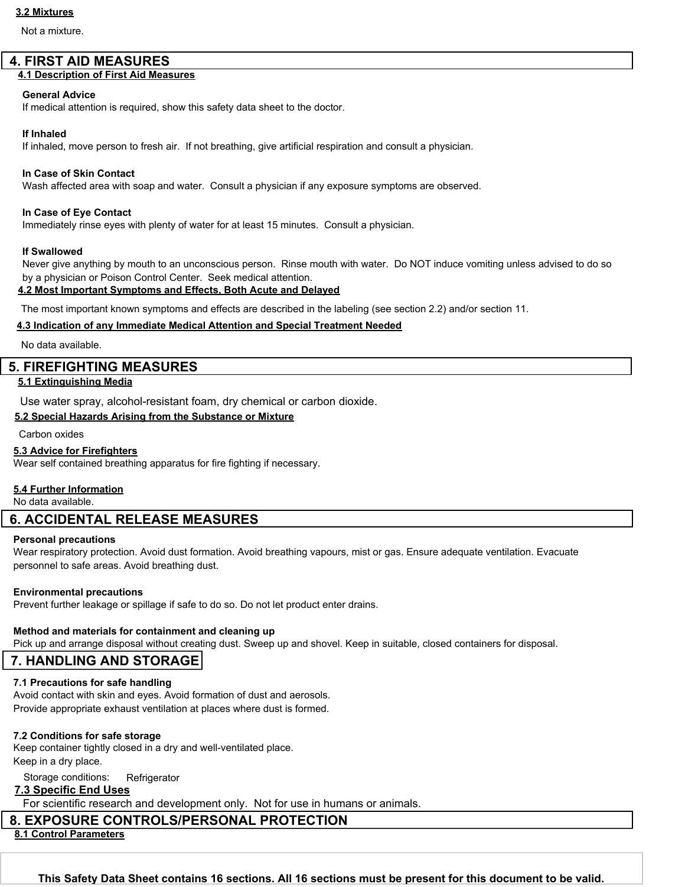### 3.2 Mixtures

Not a mixture.

## 4. FIRST AID MEASURES

### 4.1 Description of First Aid Measures

**General Advice**
If medical attention is required, show this safety data sheet to the doctor.

**If Inhaled**
If inhaled, move person to fresh air. If not breathing, give artificial respiration and consult a physician.

**In Case of Skin Contact**
Wash affected area with soap and water. Consult a physician if any exposure symptoms are observed.

**In Case of Eye Contact**
Immediately rinse eyes with plenty of water for at least 15 minutes. Consult a physician.

**If Swallowed**
Never give anything by mouth to an unconscious person. Rinse mouth with water. Do NOT induce vomiting unless advised to do so by a physician or Poison Control Center. Seek medical attention.

### 4.2 Most Important Symptoms and Effects, Both Acute and Delayed

The most important known symptoms and effects are described in the labeling (see section 2.2) and/or section 11.

### 4.3 Indication of any Immediate Medical Attention and Special Treatment Needed

No data available.

## 5. FIREFIGHTING MEASURES

### 5.1 Extinguishing Media

Use water spray, alcohol-resistant foam, dry chemical or carbon dioxide.

### 5.2 Special Hazards Arising from the Substance or Mixture

Carbon oxides

### 5.3 Advice for Firefighters

Wear self contained breathing apparatus for fire fighting if necessary.

### 5.4 Further Information

No data available.

## 6. ACCIDENTAL RELEASE MEASURES

**Personal precautions**
Wear respiratory protection. Avoid dust formation. Avoid breathing vapours, mist or gas. Ensure adequate ventilation. Evacuate personnel to safe areas. Avoid breathing dust.

**Environmental precautions**
Prevent further leakage or spillage if safe to do so. Do not let product enter drains.

**Method and materials for containment and cleaning up**
Pick up and arrange disposal without creating dust. Sweep up and shovel. Keep in suitable, closed containers for disposal.

## 7. HANDLING AND STORAGE

**7.1 Precautions for safe handling**
Avoid contact with skin and eyes. Avoid formation of dust and aerosols.
Provide appropriate exhaust ventilation at places where dust is formed.

**7.2 Conditions for safe storage**
Keep container tightly closed in a dry and well-ventilated place.
Keep in a dry place.

Storage conditions: Refrigerator

### 7.3 Specific End Uses

For scientific research and development only. Not for use in humans or animals.

## 8. EXPOSURE CONTROLS/PERSONAL PROTECTION

### 8.1 Control Parameters

**This Safety Data Sheet contains 16 sections. All 16 sections must be present for this document to be valid.**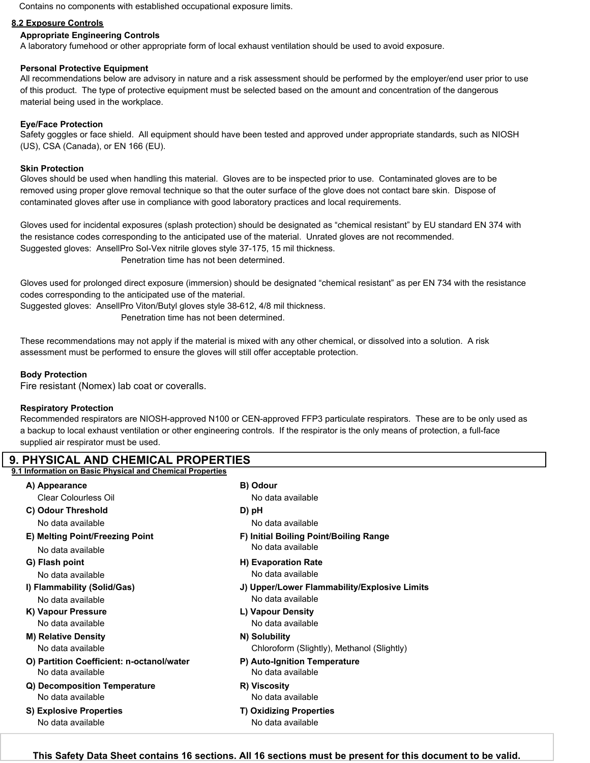Contains no components with established occupational exposure limits.

### 8.2 Exposure Controls

**Appropriate Engineering Controls**

A laboratory fumehood or other appropriate form of local exhaust ventilation should be used to avoid exposure.

**Personal Protective Equipment**

All recommendations below are advisory in nature and a risk assessment should be performed by the employer/end user prior to use of this product. The type of protective equipment must be selected based on the amount and concentration of the dangerous material being used in the workplace.

**Eye/Face Protection**

Safety goggles or face shield. All equipment should have been tested and approved under appropriate standards, such as NIOSH (US), CSA (Canada), or EN 166 (EU).

**Skin Protection**

Gloves should be used when handling this material. Gloves are to be inspected prior to use. Contaminated gloves are to be removed using proper glove removal technique so that the outer surface of the glove does not contact bare skin. Dispose of contaminated gloves after use in compliance with good laboratory practices and local requirements.

Gloves used for incidental exposures (splash protection) should be designated as “chemical resistant” by EU standard EN 374 with the resistance codes corresponding to the anticipated use of the material. Unrated gloves are not recommended.
Suggested gloves: AnsellPro Sol-Vex nitrile gloves style 37-175, 15 mil thickness.
Penetration time has not been determined.

Gloves used for prolonged direct exposure (immersion) should be designated “chemical resistant” as per EN 734 with the resistance codes corresponding to the anticipated use of the material.
Suggested gloves: AnsellPro Viton/Butyl gloves style 38-612, 4/8 mil thickness.
Penetration time has not been determined.

These recommendations may not apply if the material is mixed with any other chemical, or dissolved into a solution. A risk assessment must be performed to ensure the gloves will still offer acceptable protection.

**Body Protection**

Fire resistant (Nomex) lab coat or coveralls.

**Respiratory Protection**

Recommended respirators are NIOSH-approved N100 or CEN-approved FFP3 particulate respirators. These are to be only used as a backup to local exhaust ventilation or other engineering controls. If the respirator is the only means of protection, a full-face supplied air respirator must be used.

## 9. PHYSICAL AND CHEMICAL PROPERTIES

### 9.1 Information on Basic Physical and Chemical Properties

**A) Appearance**
Clear Colourless Oil

**B) Odour**
No data available

**C) Odour Threshold**
No data available

**D) pH**
No data available

**E) Melting Point/Freezing Point**
No data available

**F) Initial Boiling Point/Boiling Range**
No data available

**G) Flash point**
No data available

**H) Evaporation Rate**
No data available

**I) Flammability (Solid/Gas)**
No data available

**J) Upper/Lower Flammability/Explosive Limits**
No data available

**K) Vapour Pressure**
No data available

**L) Vapour Density**
No data available

**M) Relative Density**
No data available

**N) Solubility**
Chloroform (Slightly), Methanol (Slightly)

**O) Partition Coefficient: n-octanol/water**
No data available

**P) Auto-Ignition Temperature**
No data available

**Q) Decomposition Temperature**
No data available

**R) Viscosity**
No data available

**S) Explosive Properties**
No data available

**T) Oxidizing Properties**
No data available

**This Safety Data Sheet contains 16 sections. All 16 sections must be present for this document to be valid.**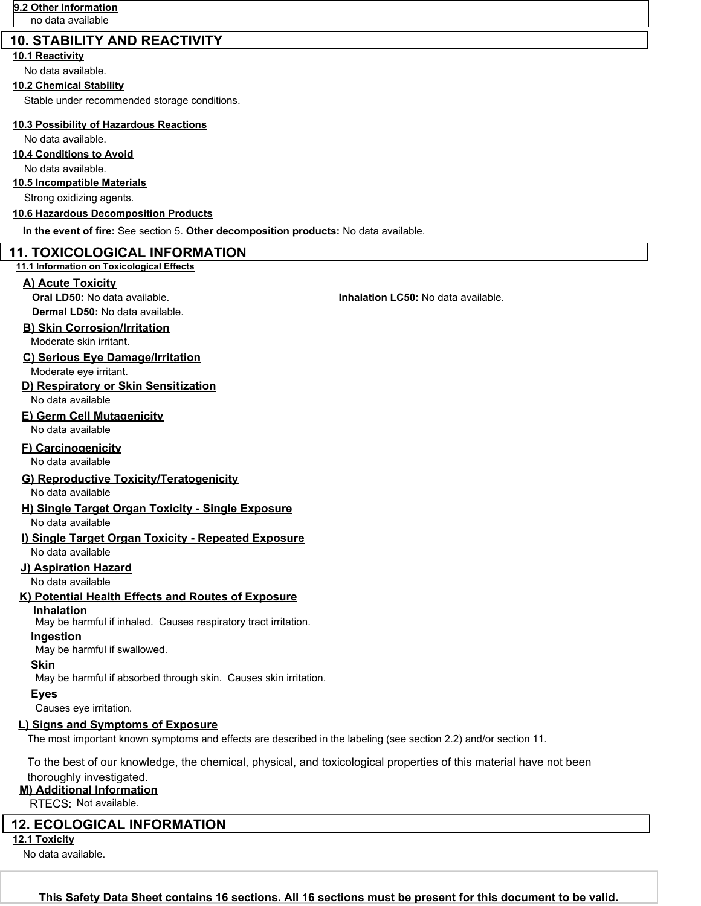#### 9.2 Other Information

no data available

## 10. STABILITY AND REACTIVITY

#### 10.1 Reactivity

No data available.

#### 10.2 Chemical Stability

Stable under recommended storage conditions.

#### 10.3 Possibility of Hazardous Reactions

No data available.

#### 10.4 Conditions to Avoid

No data available.

#### 10.5 Incompatible Materials

Strong oxidizing agents.

#### 10.6 Hazardous Decomposition Products

**In the event of fire:** See section 5. **Other decomposition products:** No data available.

## 11. TOXICOLOGICAL INFORMATION

#### 11.1 Information on Toxicological Effects

### A) Acute Toxicity

**Oral LD50:** No data available.

**Inhalation LC50:** No data available.

**Dermal LD50:** No data available.

### B) Skin Corrosion/Irritation

Moderate skin irritant.

### C) Serious Eye Damage/Irritation

Moderate eye irritant.

### D) Respiratory or Skin Sensitization

No data available

### E) Germ Cell Mutagenicity

No data available

### F) Carcinogenicity

No data available

### G) Reproductive Toxicity/Teratogenicity

No data available

### H) Single Target Organ Toxicity - Single Exposure

No data available

### I) Single Target Organ Toxicity - Repeated Exposure

No data available

### J) Aspiration Hazard

No data available

### K) Potential Health Effects and Routes of Exposure

**Inhalation**

May be harmful if inhaled. Causes respiratory tract irritation.

**Ingestion**

May be harmful if swallowed.

**Skin**

May be harmful if absorbed through skin. Causes skin irritation.

**Eyes**

Causes eye irritation.

### L) Signs and Symptoms of Exposure

The most important known symptoms and effects are described in the labeling (see section 2.2) and/or section 11.

To the best of our knowledge, the chemical, physical, and toxicological properties of this material have not been thoroughly investigated.

### M) Additional Information

RTECS: Not available.

## 12. ECOLOGICAL INFORMATION

#### 12.1 Toxicity

No data available.

**This Safety Data Sheet contains 16 sections. All 16 sections must be present for this document to be valid.**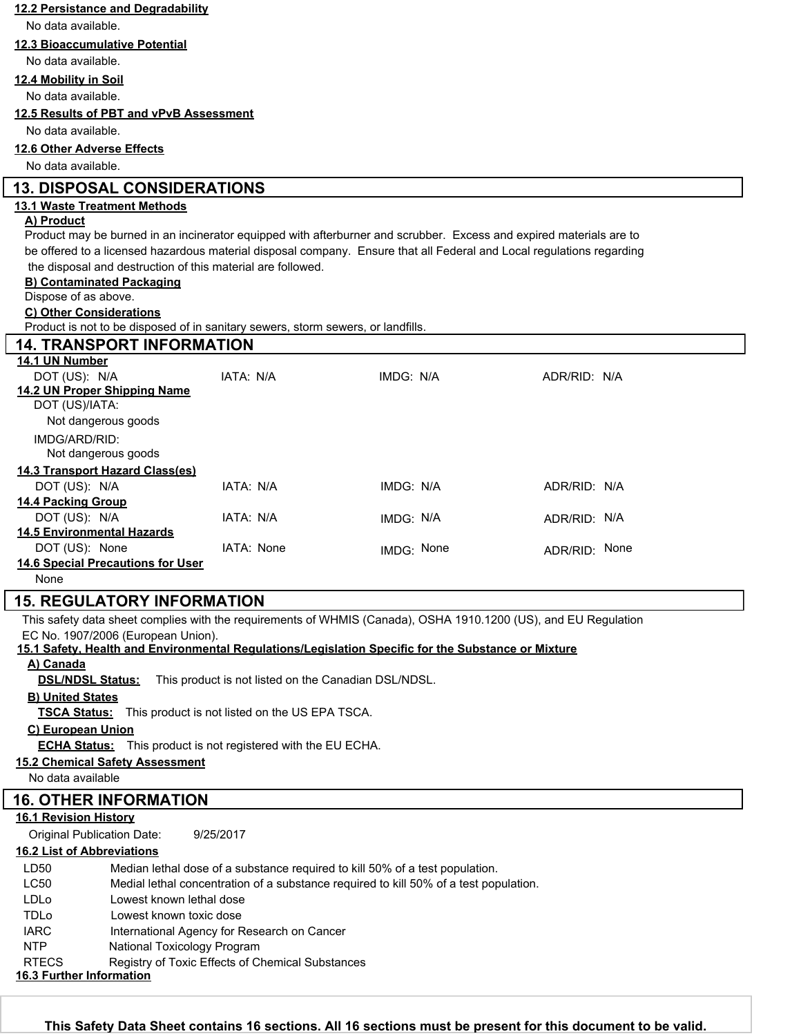### 12.2 Persistance and Degradability

No data available.

### 12.3 Bioaccumulative Potential

No data available.

### 12.4 Mobility in Soil

No data available.

### 12.5 Results of PBT and vPvB Assessment

No data available.

### 12.6 Other Adverse Effects

No data available.

## 13. DISPOSAL CONSIDERATIONS

### 13.1 Waste Treatment Methods

**A) Product**

Product may be burned in an incinerator equipped with afterburner and scrubber. Excess and expired materials are to be offered to a licensed hazardous material disposal company. Ensure that all Federal and Local regulations regarding the disposal and destruction of this material are followed.

**B) Contaminated Packaging**

Dispose of as above.

**C) Other Considerations**

Product is not to be disposed of in sanitary sewers, storm sewers, or landfills.

## 14. TRANSPORT INFORMATION

### 14.1 UN Number

| DOT (US): N/A | IATA: N/A | IMDG: N/A | ADR/RID: N/A |
|---|---|---|---|

### 14.2 UN Proper Shipping Name

DOT (US)/IATA:

Not dangerous goods

IMDG/ARD/RID:

Not dangerous goods

### 14.3 Transport Hazard Class(es)

| DOT (US): N/A | IATA: N/A | IMDG: N/A | ADR/RID: N/A |
|---|---|---|---|

### 14.4 Packing Group

| DOT (US): N/A | IATA: N/A | IMDG: N/A | ADR/RID: N/A |
|---|---|---|---|

### 14.5 Environmental Hazards

| DOT (US): None | IATA: None | IMDG: None | ADR/RID: None |
|---|---|---|---|

### 14.6 Special Precautions for User

None

## 15. REGULATORY INFORMATION

This safety data sheet complies with the requirements of WHMIS (Canada), OSHA 1910.1200 (US), and EU Regulation EC No. 1907/2006 (European Union).

### 15.1 Safety, Health and Environmental Regulations/Legislation Specific for the Substance or Mixture

**A) Canada**

**DSL/NDSL Status:** This product is not listed on the Canadian DSL/NDSL.

**B) United States**

**TSCA Status:** This product is not listed on the US EPA TSCA.

**C) European Union**

**ECHA Status:** This product is not registered with the EU ECHA.

### 15.2 Chemical Safety Assessment

No data available

## 16. OTHER INFORMATION

### 16.1 Revision History

Original Publication Date: 9/25/2017

### 16.2 List of Abbreviations

| | |
|---|---|
| LD50 | Median lethal dose of a substance required to kill 50% of a test population. |
| LC50 | Medial lethal concentration of a substance required to kill 50% of a test population. |
| LDLo | Lowest known lethal dose |
| TDLo | Lowest known toxic dose |
| IARC | International Agency for Research on Cancer |
| NTP | National Toxicology Program |
| RTECS | Registry of Toxic Effects of Chemical Substances |

### 16.3 Further Information

**This Safety Data Sheet contains 16 sections. All 16 sections must be present for this document to be valid.**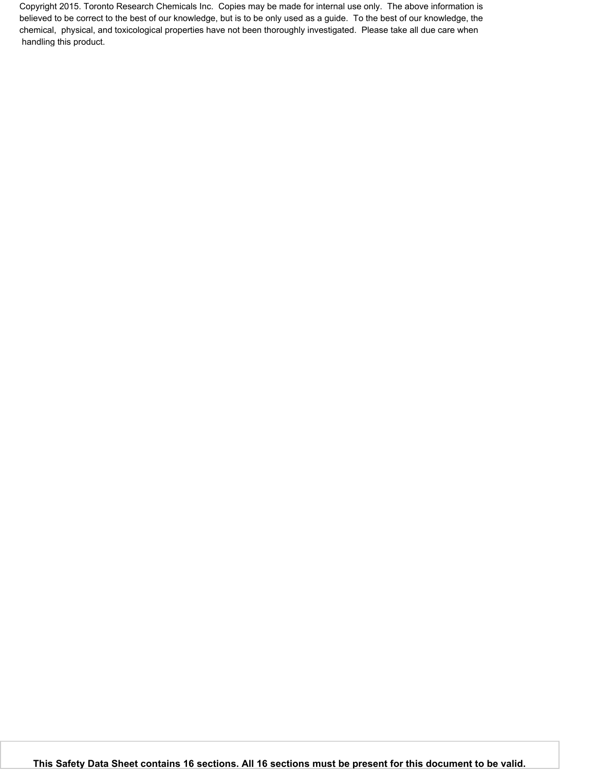Copyright 2015. Toronto Research Chemicals Inc. Copies may be made for internal use only. The above information is believed to be correct to the best of our knowledge, but is to be only used as a guide. To the best of our knowledge, the chemical, physical, and toxicological properties have not been thoroughly investigated. Please take all due care when handling this product.